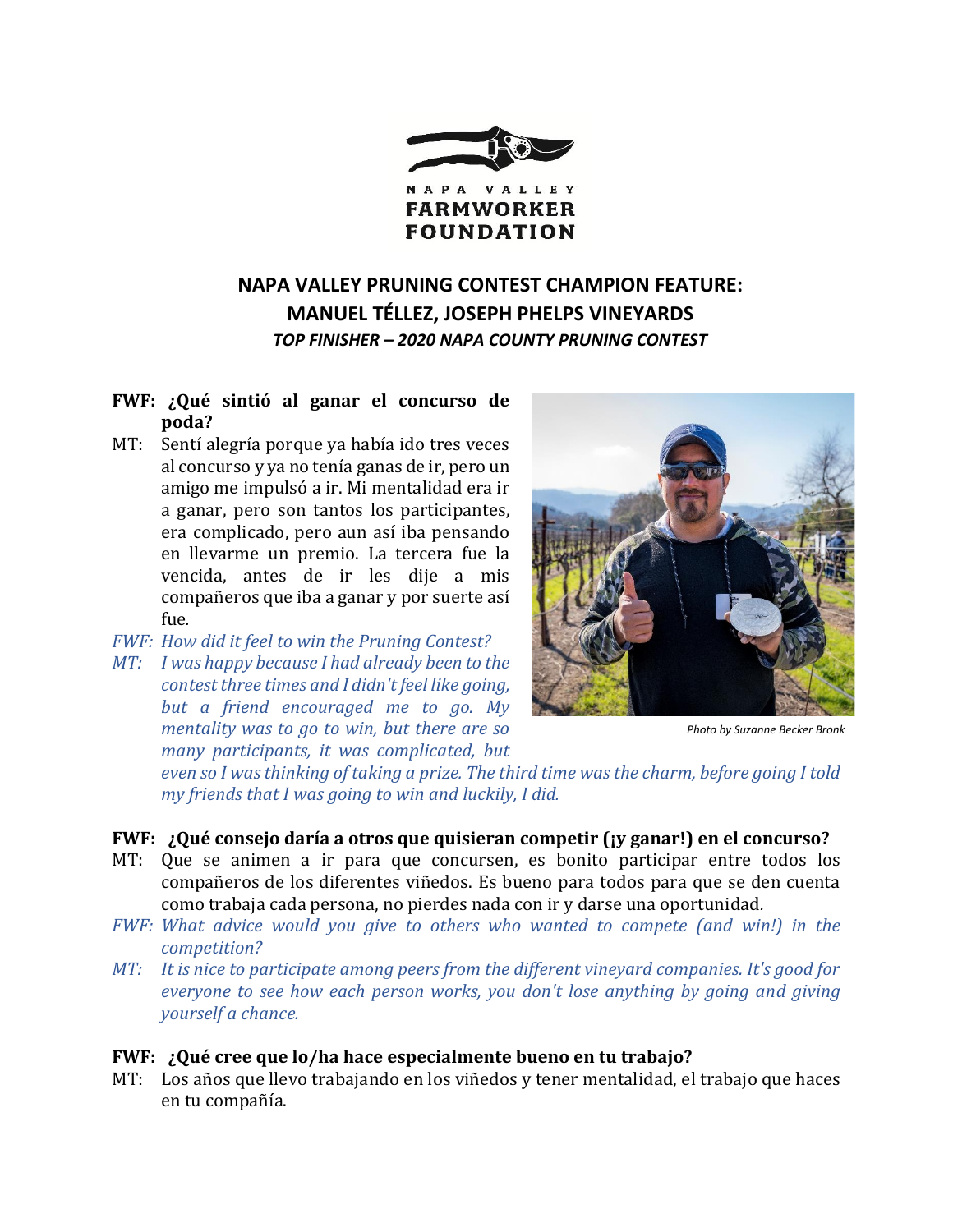NAPA VALLEY FARMWORKER FOUNDATION

## NAPA VALLEY PRUNING CONTEST CHAMPION FEATURE: MANUEL TÉLLEZ, JOSEPH PHELPS VINEYARDS

***TOP FINISHER – 2020 NAPA COUNTY PRUNING CONTEST***

**FWF: ¿Qué sintió al ganar el concurso de poda?**

MT: Sentí alegría porque ya había ido tres veces al concurso y ya no tenía ganas de ir, pero un amigo me impulsó a ir. Mi mentalidad era ir a ganar, pero son tantos los participantes, era complicado, pero aun así iba pensando en llevarme un premio. La tercera fue la vencida, antes de ir les dije a mis compañeros que iba a ganar y por suerte así fue.

*FWF: How did it feel to win the Pruning Contest?*

*MT: I was happy because I had already been to the contest three times and I didn't feel like going, but a friend encouraged me to go. My mentality was to go to win, but there are so many participants, it was complicated, but even so I was thinking of taking a prize. The third time was the charm, before going I told my friends that I was going to win and luckily, I did.*

*Photo by Suzanne Becker Bronk*

**FWF: ¿Qué consejo daría a otros que quisieran competir (¡y ganar!) en el concurso?**

MT: Que se animen a ir para que concursen, es bonito participar entre todos los compañeros de los diferentes viñedos. Es bueno para todos para que se den cuenta como trabaja cada persona, no pierdes nada con ir y darse una oportunidad.

*FWF: What advice would you give to others who wanted to compete (and win!) in the competition?*

*MT: It is nice to participate among peers from the different vineyard companies. It's good for everyone to see how each person works, you don't lose anything by going and giving yourself a chance.*

**FWF: ¿Qué cree que lo/ha hace especialmente bueno en tu trabajo?**

MT: Los años que llevo trabajando en los viñedos y tener mentalidad, el trabajo que haces en tu compañía.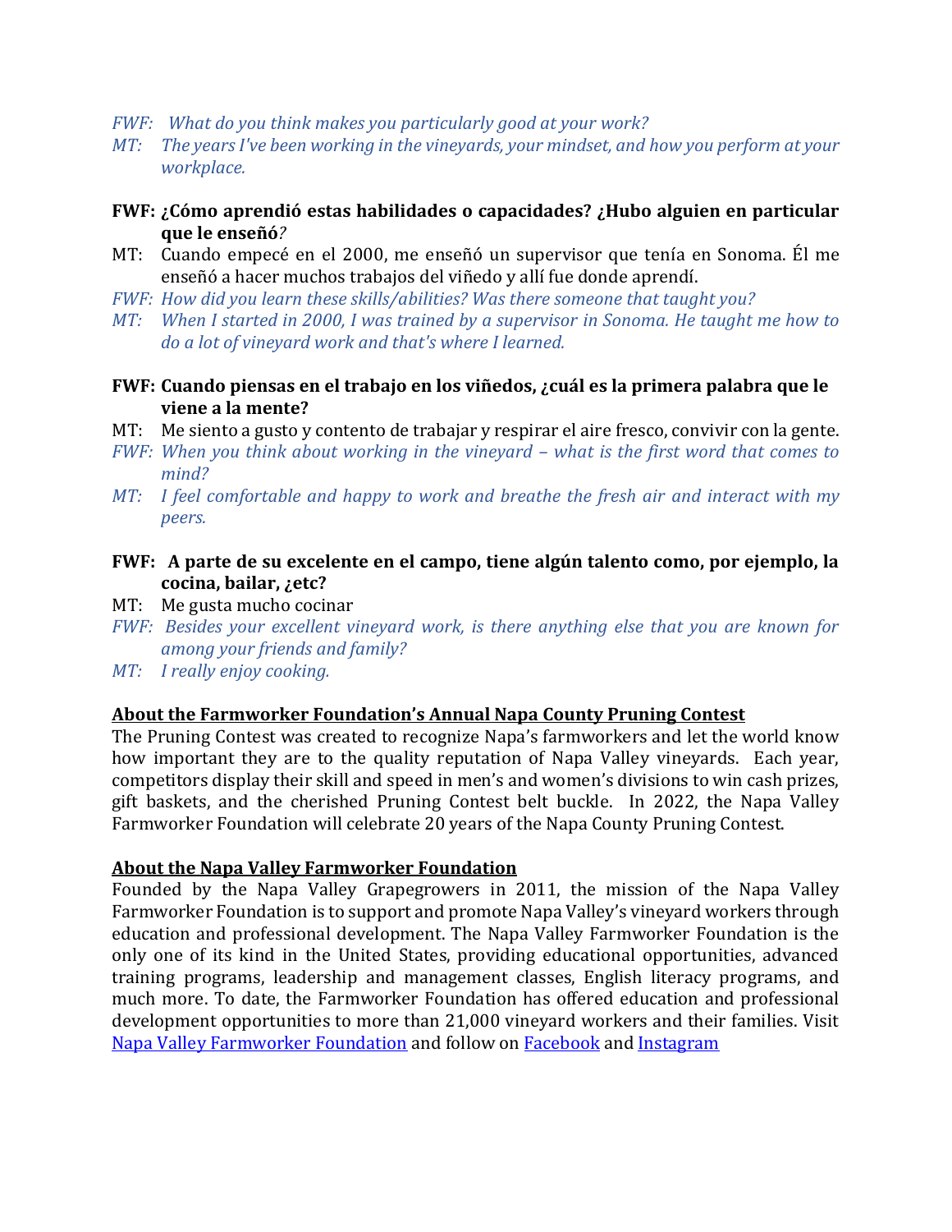*FWF: What do you think makes you particularly good at your work?*
*MT: The years I've been working in the vineyards, your mindset, and how you perform at your workplace.*

**FWF: ¿Cómo aprendió estas habilidades o capacidades? ¿Hubo alguien en particular que le enseñó?**
MT: Cuando empecé en el 2000, me enseñó un supervisor que tenía en Sonoma. Él me enseñó a hacer muchos trabajos del viñedo y allí fue donde aprendí.
*FWF: How did you learn these skills/abilities? Was there someone that taught you?*
*MT: When I started in 2000, I was trained by a supervisor in Sonoma. He taught me how to do a lot of vineyard work and that's where I learned.*

**FWF: Cuando piensas en el trabajo en los viñedos, ¿cuál es la primera palabra que le viene a la mente?**
MT: Me siento a gusto y contento de trabajar y respirar el aire fresco, convivir con la gente.
*FWF: When you think about working in the vineyard – what is the first word that comes to mind?*
*MT: I feel comfortable and happy to work and breathe the fresh air and interact with my peers.*

**FWF: A parte de su excelente en el campo, tiene algún talento como, por ejemplo, la cocina, bailar, ¿etc?**
MT: Me gusta mucho cocinar
*FWF: Besides your excellent vineyard work, is there anything else that you are known for among your friends and family?*
*MT: I really enjoy cooking.*

**<u>About the Farmworker Foundation's Annual Napa County Pruning Contest</u>**
The Pruning Contest was created to recognize Napa's farmworkers and let the world know how important they are to the quality reputation of Napa Valley vineyards. Each year, competitors display their skill and speed in men's and women's divisions to win cash prizes, gift baskets, and the cherished Pruning Contest belt buckle. In 2022, the Napa Valley Farmworker Foundation will celebrate 20 years of the Napa County Pruning Contest.

**<u>About the Napa Valley Farmworker Foundation</u>**
Founded by the Napa Valley Grapegrowers in 2011, the mission of the Napa Valley Farmworker Foundation is to support and promote Napa Valley's vineyard workers through education and professional development. The Napa Valley Farmworker Foundation is the only one of its kind in the United States, providing educational opportunities, advanced training programs, leadership and management classes, English literacy programs, and much more. To date, the Farmworker Foundation has offered education and professional development opportunities to more than 21,000 vineyard workers and their families. Visit Napa Valley Farmworker Foundation and follow on Facebook and Instagram